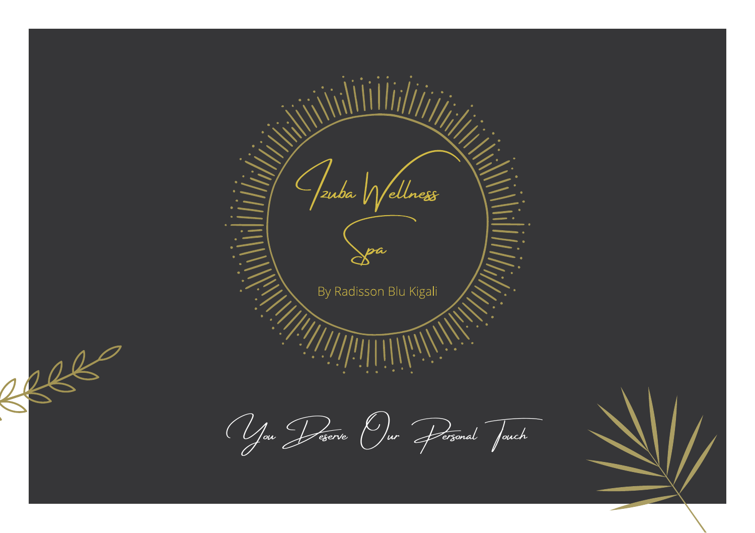# Izuba Wellness Spa

By Radisson Blu Kigali

*You Deserve Our Personal Touch*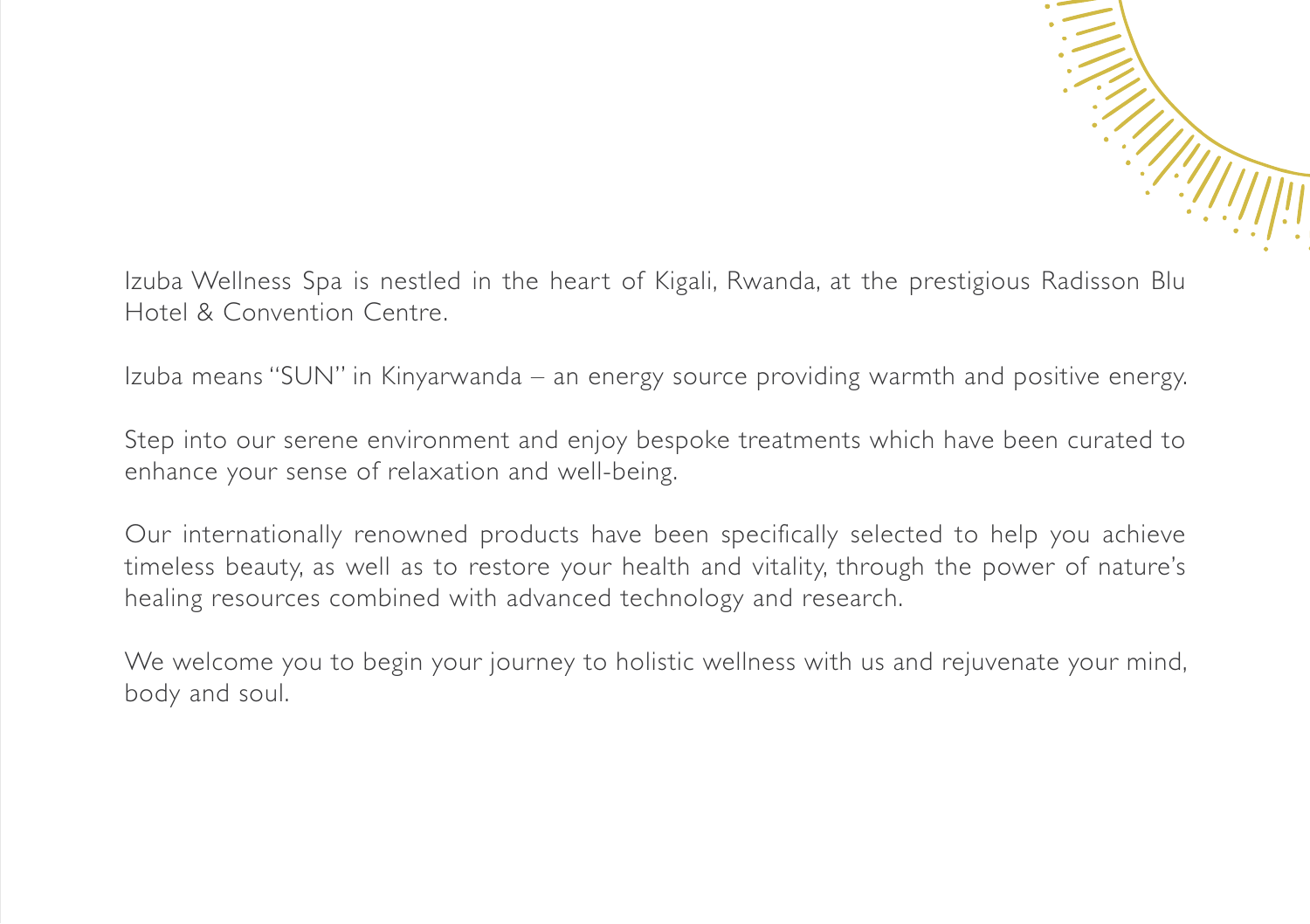Izuba Wellness Spa is nestled in the heart of Kigali, Rwanda, at the prestigious Radisson Blu Hotel & Convention Centre.

Izuba means "SUN" in Kinyarwanda – an energy source providing warmth and positive energy.

Step into our serene environment and enjoy bespoke treatments which have been curated to enhance your sense of relaxation and well-being.

Our internationally renowned products have been specifically selected to help you achieve timeless beauty, as well as to restore your health and vitality, through the power of nature's healing resources combined with advanced technology and research.

We welcome you to begin your journey to holistic wellness with us and rejuvenate your mind, body and soul.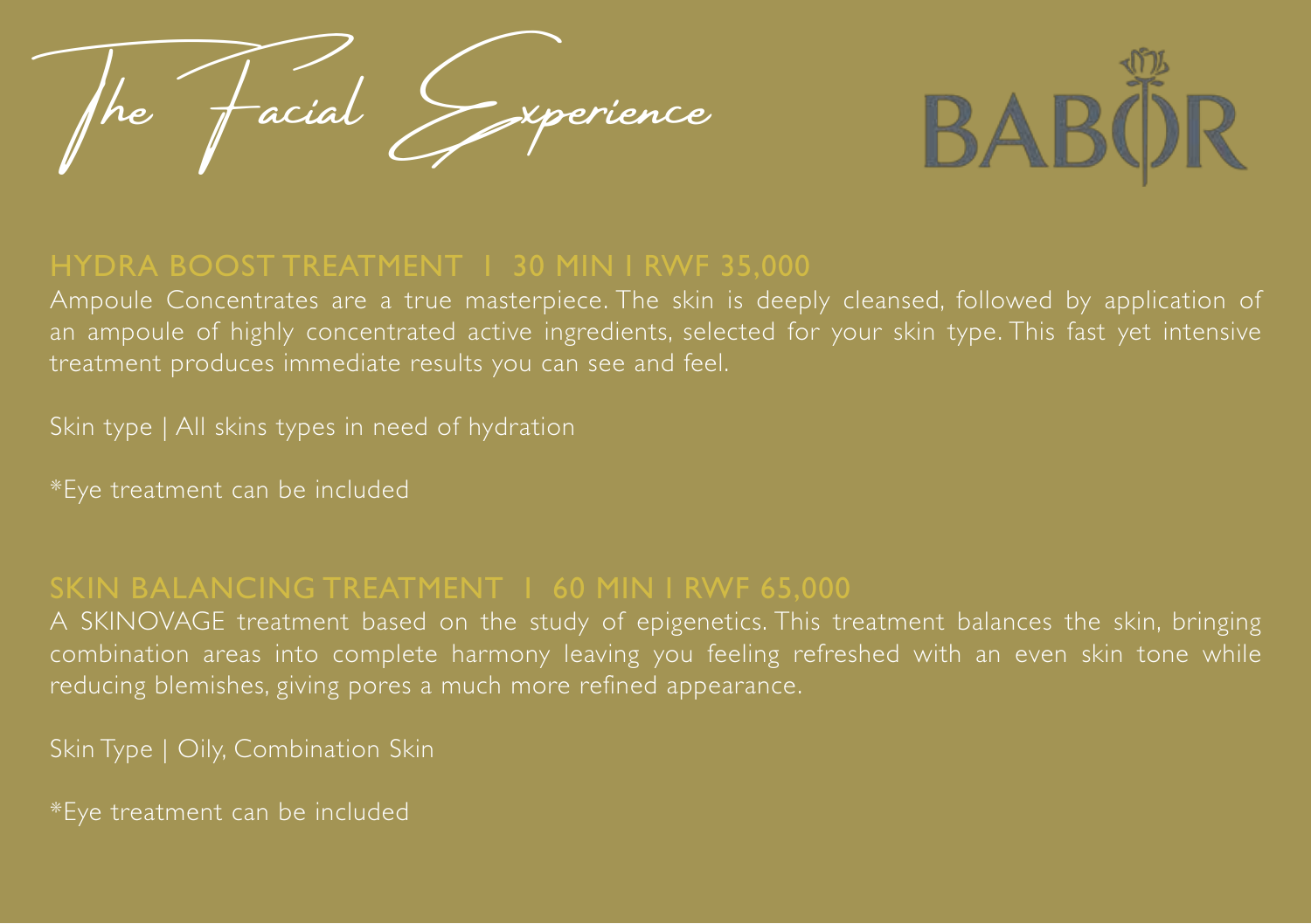# The Facial Experience

BABOR

## HYDRA BOOST TREATMENT I 30 MIN I RWF 35,000

Ampoule Concentrates are a true masterpiece. The skin is deeply cleansed, followed by application of an ampoule of highly concentrated active ingredients, selected for your skin type. This fast yet intensive treatment produces immediate results you can see and feel.

Skin type | All skins types in need of hydration

*Eye treatment can be included

## SKIN BALANCING TREATMENT I 60 MIN I RWF 65,000

A SKINOVAGE treatment based on the study of epigenetics. This treatment balances the skin, bringing combination areas into complete harmony leaving you feeling refreshed with an even skin tone while reducing blemishes, giving pores a much more refined appearance.

Skin Type | Oily, Combination Skin

*Eye treatment can be included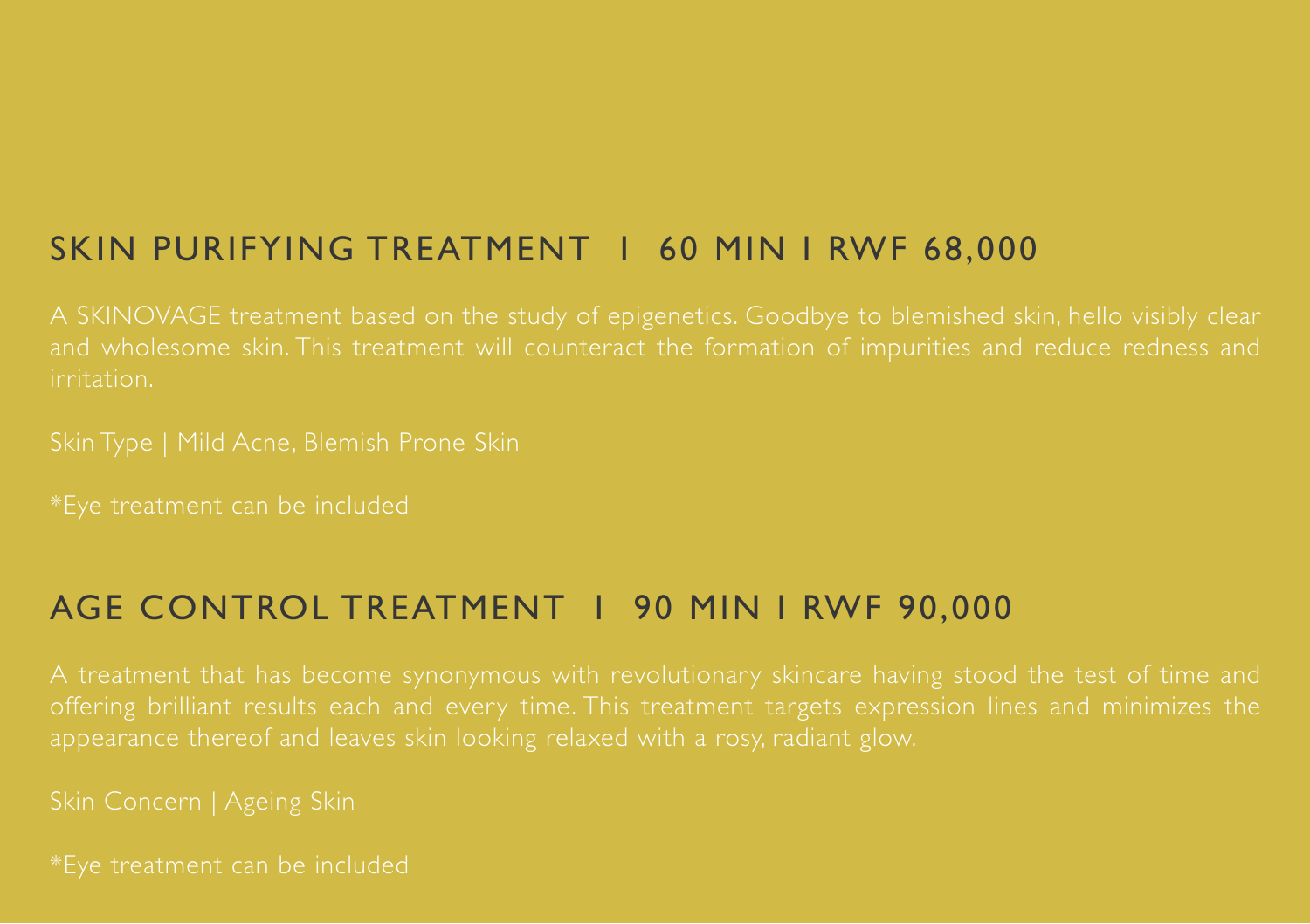## SKIN PURIFYING TREATMENT I 60 MIN I RWF 68,000

A SKINOVAGE treatment based on the study of epigenetics. Goodbye to blemished skin, hello visibly clear and wholesome skin. This treatment will counteract the formation of impurities and reduce redness and irritation.

Skin Type | Mild Acne, Blemish Prone Skin

*Eye treatment can be included

## AGE CONTROL TREATMENT I 90 MIN I RWF 90,000

A treatment that has become synonymous with revolutionary skincare having stood the test of time and offering brilliant results each and every time. This treatment targets expression lines and minimizes the appearance thereof and leaves skin looking relaxed with a rosy, radiant glow.

Skin Concern | Ageing Skin

*Eye treatment can be included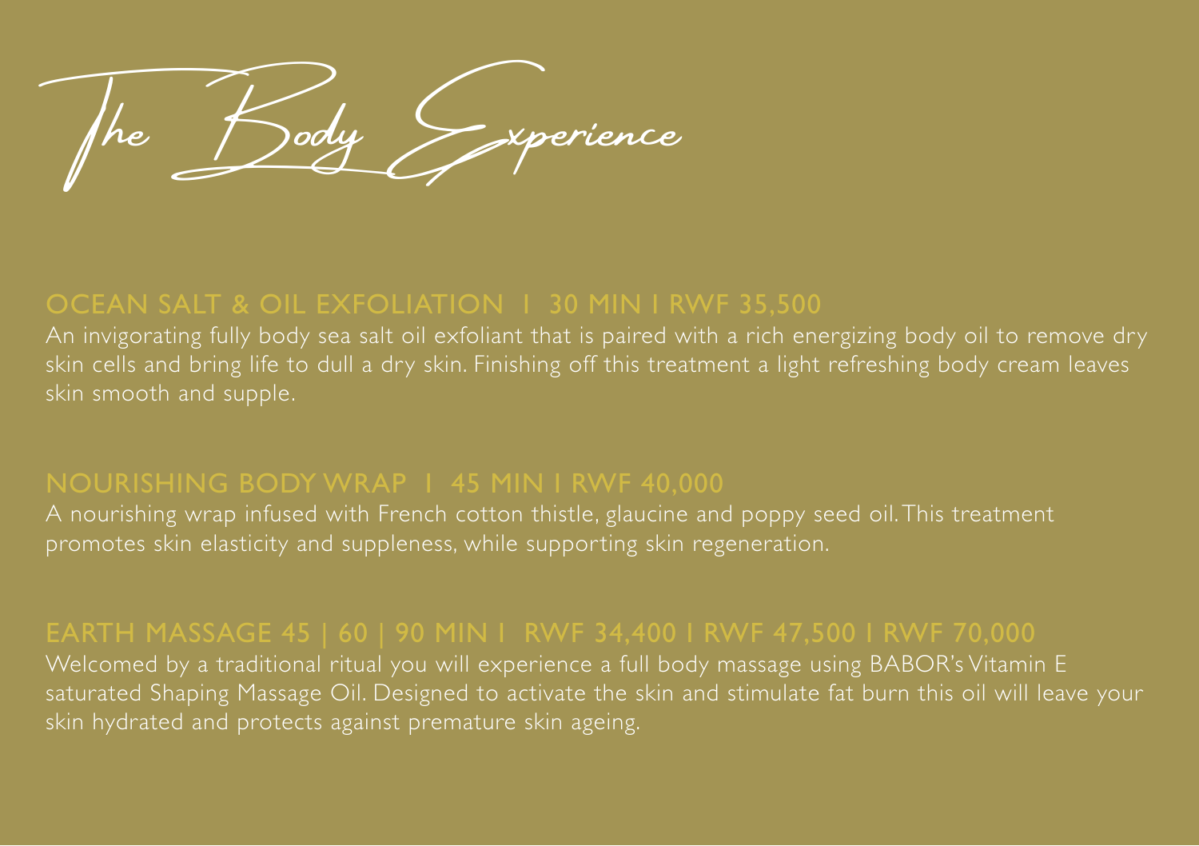# The Body Experience

### OCEAN SALT & OIL EXFOLIATION I 30 MIN I RWF 35,500

An invigorating fully body sea salt oil exfoliant that is paired with a rich energizing body oil to remove dry skin cells and bring life to dull a dry skin. Finishing off this treatment a light refreshing body cream leaves skin smooth and supple.

### NOURISHING BODY WRAP I 45 MIN I RWF 40,000

A nourishing wrap infused with French cotton thistle, glaucine and poppy seed oil. This treatment promotes skin elasticity and suppleness, while supporting skin regeneration.

### EARTH MASSAGE 45 | 60 | 90 MIN I RWF 34,400 I RWF 47,500 I RWF 70,000

Welcomed by a traditional ritual you will experience a full body massage using BABOR's Vitamin E saturated Shaping Massage Oil. Designed to activate the skin and stimulate fat burn this oil will leave your skin hydrated and protects against premature skin ageing.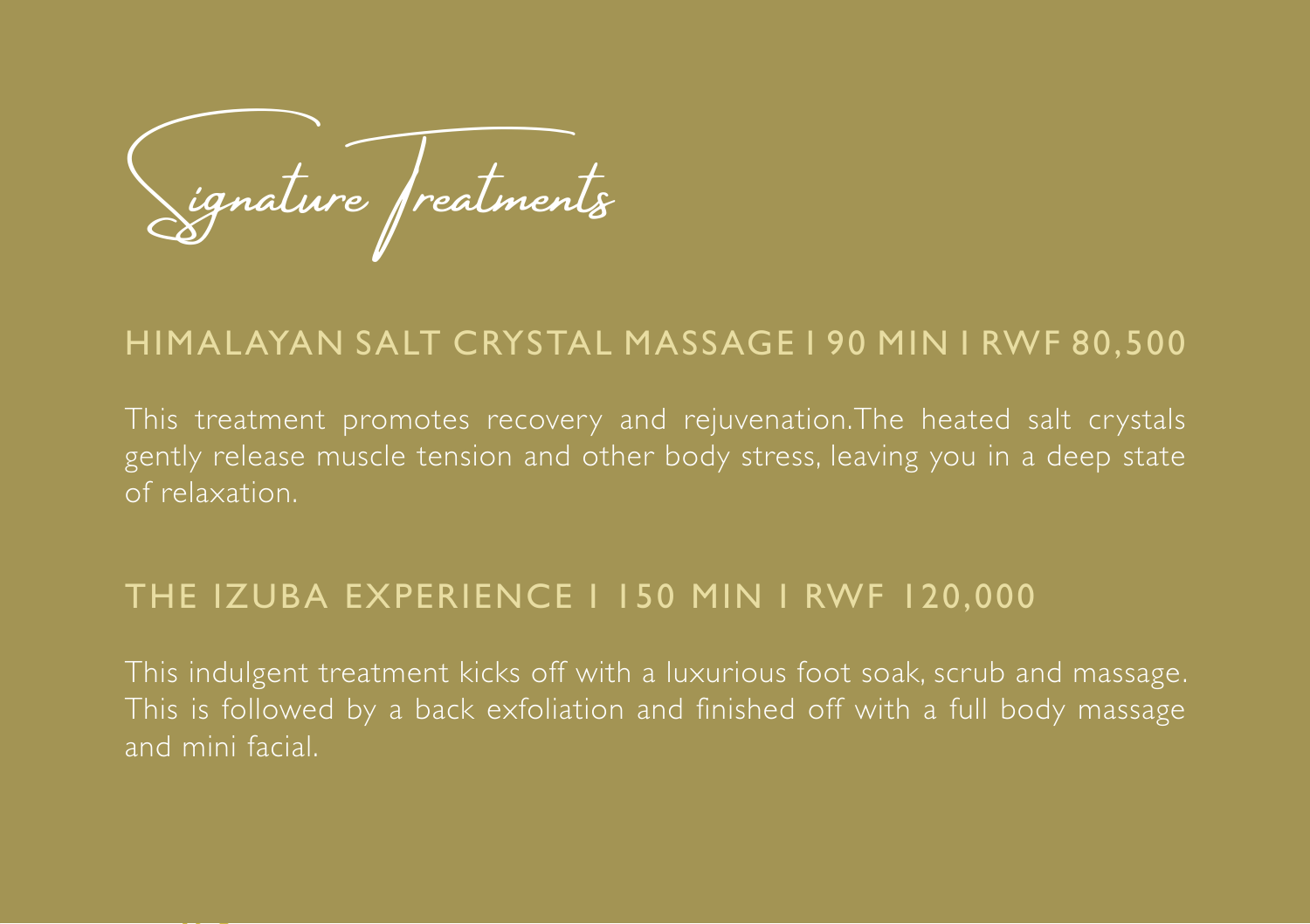# Signature Treatments

## HIMALAYAN SALT CRYSTAL MASSAGE I 90 MIN I RWF 80,500

This treatment promotes recovery and rejuvenation.The heated salt crystals gently release muscle tension and other body stress, leaving you in a deep state of relaxation.

## THE IZUBA EXPERIENCE I 150 MIN I RWF 120,000

This indulgent treatment kicks off with a luxurious foot soak, scrub and massage. This is followed by a back exfoliation and finished off with a full body massage and mini facial.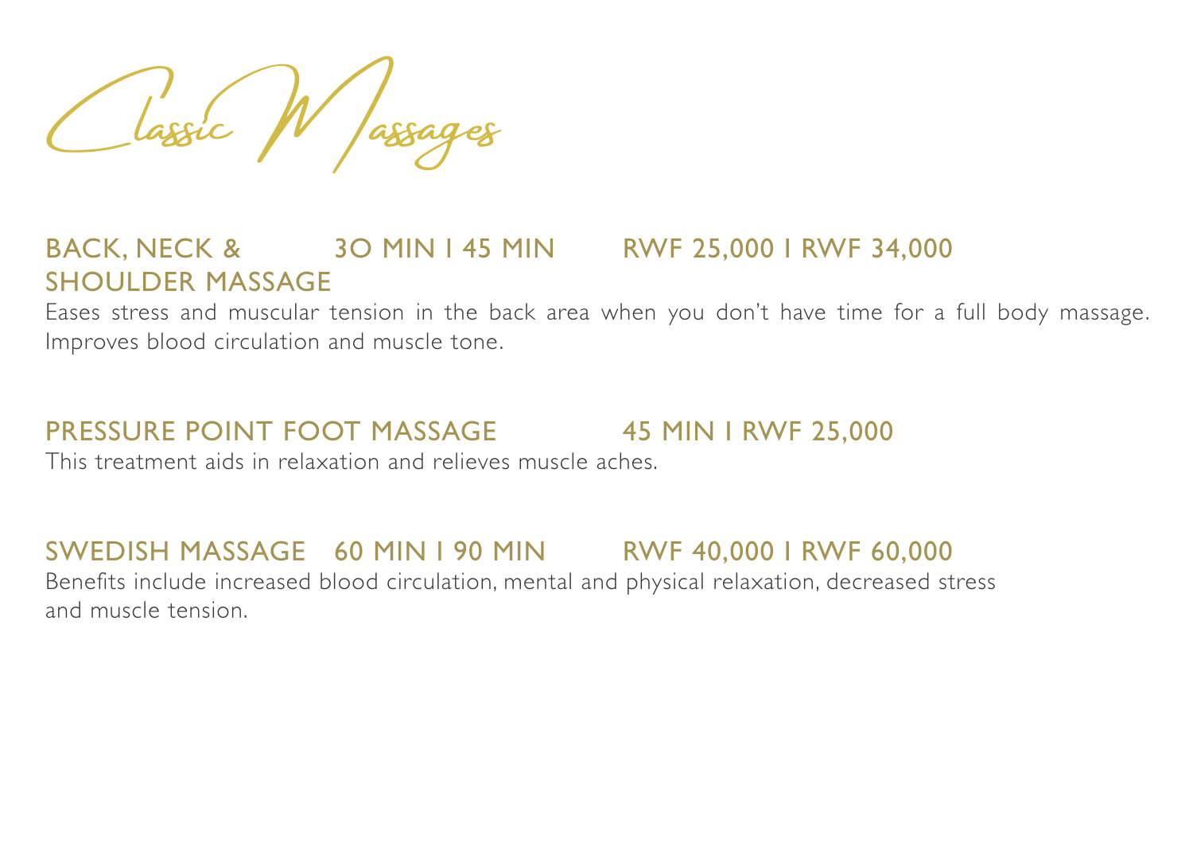# Classic Massages

## BACK, NECK & SHOULDER MASSAGE — 3O MIN I 45 MIN — RWF 25,000 I RWF 34,000

Eases stress and muscular tension in the back area when you don't have time for a full body massage. Improves blood circulation and muscle tone.

## PRESSURE POINT FOOT MASSAGE — 45 MIN I RWF 25,000

This treatment aids in relaxation and relieves muscle aches.

## SWEDISH MASSAGE — 60 MIN I 90 MIN — RWF 40,000 I RWF 60,000

Benefits include increased blood circulation, mental and physical relaxation, decreased stress and muscle tension.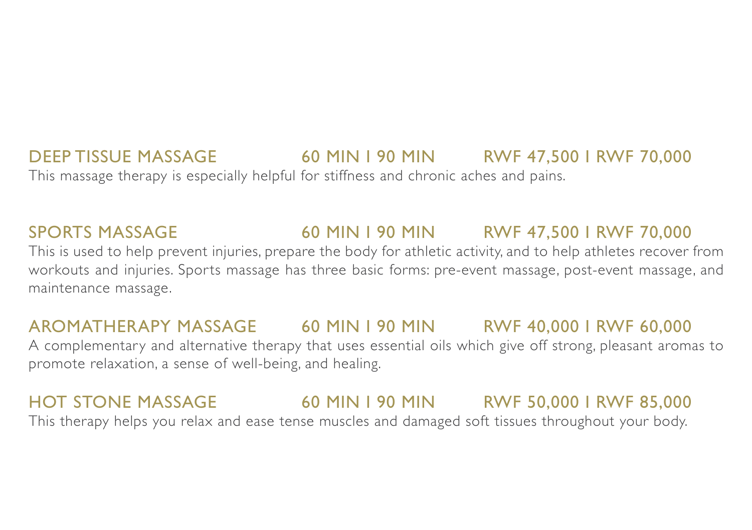## DEEP TISSUE MASSAGE 60 MIN I 90 MIN RWF 47,500 I RWF 70,000

This massage therapy is especially helpful for stiffness and chronic aches and pains.

## SPORTS MASSAGE 60 MIN I 90 MIN RWF 47,500 I RWF 70,000

This is used to help prevent injuries, prepare the body for athletic activity, and to help athletes recover from workouts and injuries. Sports massage has three basic forms: pre-event massage, post-event massage, and maintenance massage.

## AROMATHERAPY MASSAGE 60 MIN I 90 MIN RWF 40,000 I RWF 60,000

A complementary and alternative therapy that uses essential oils which give off strong, pleasant aromas to promote relaxation, a sense of well-being, and healing.

## HOT STONE MASSAGE 60 MIN I 90 MIN RWF 50,000 I RWF 85,000

This therapy helps you relax and ease tense muscles and damaged soft tissues throughout your body.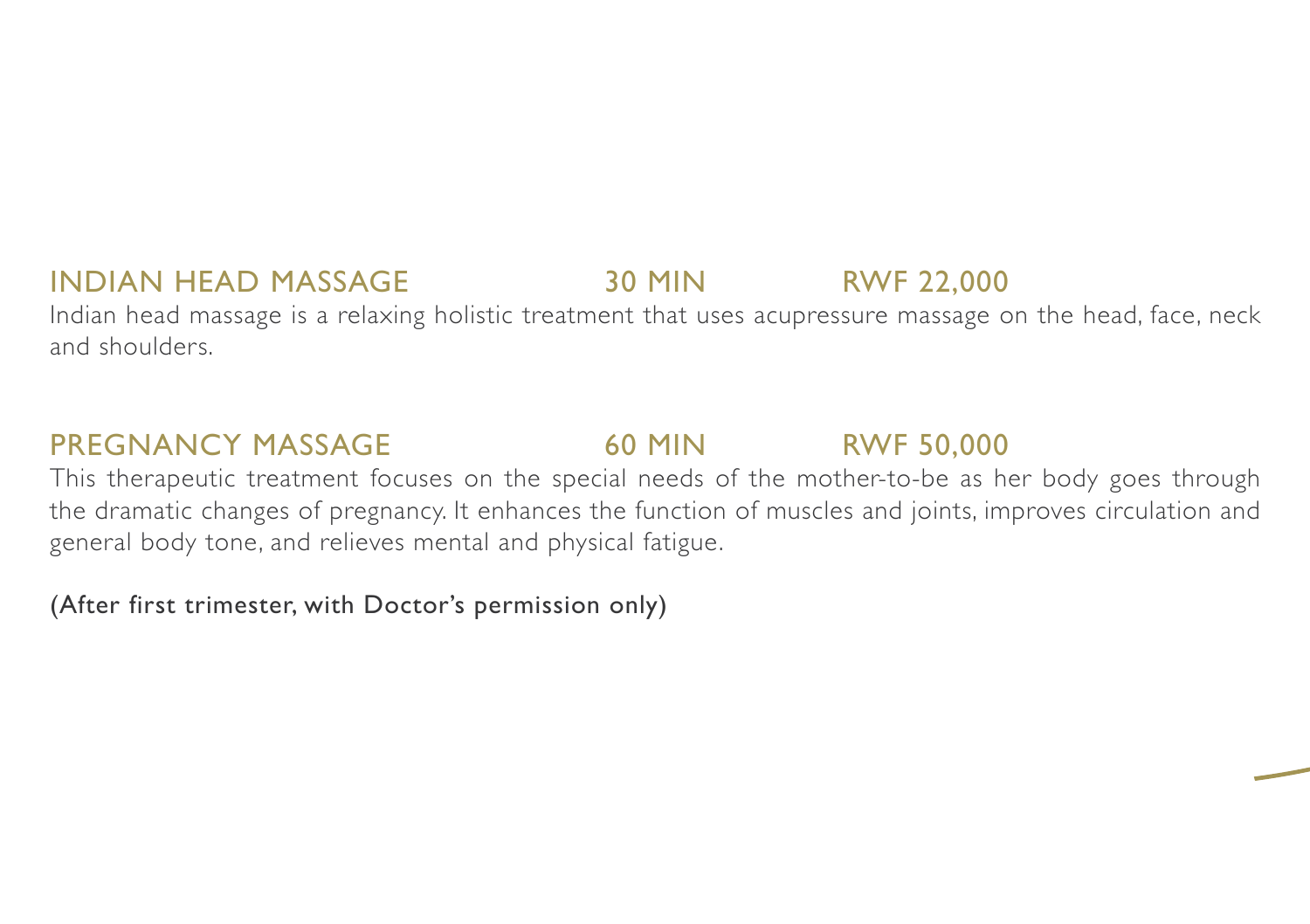## INDIAN HEAD MASSAGE 30 MIN RWF 22,000

Indian head massage is a relaxing holistic treatment that uses acupressure massage on the head, face, neck and shoulders.

## PREGNANCY MASSAGE 60 MIN RWF 50,000

This therapeutic treatment focuses on the special needs of the mother-to-be as her body goes through the dramatic changes of pregnancy. It enhances the function of muscles and joints, improves circulation and general body tone, and relieves mental and physical fatigue.

(After first trimester, with Doctor's permission only)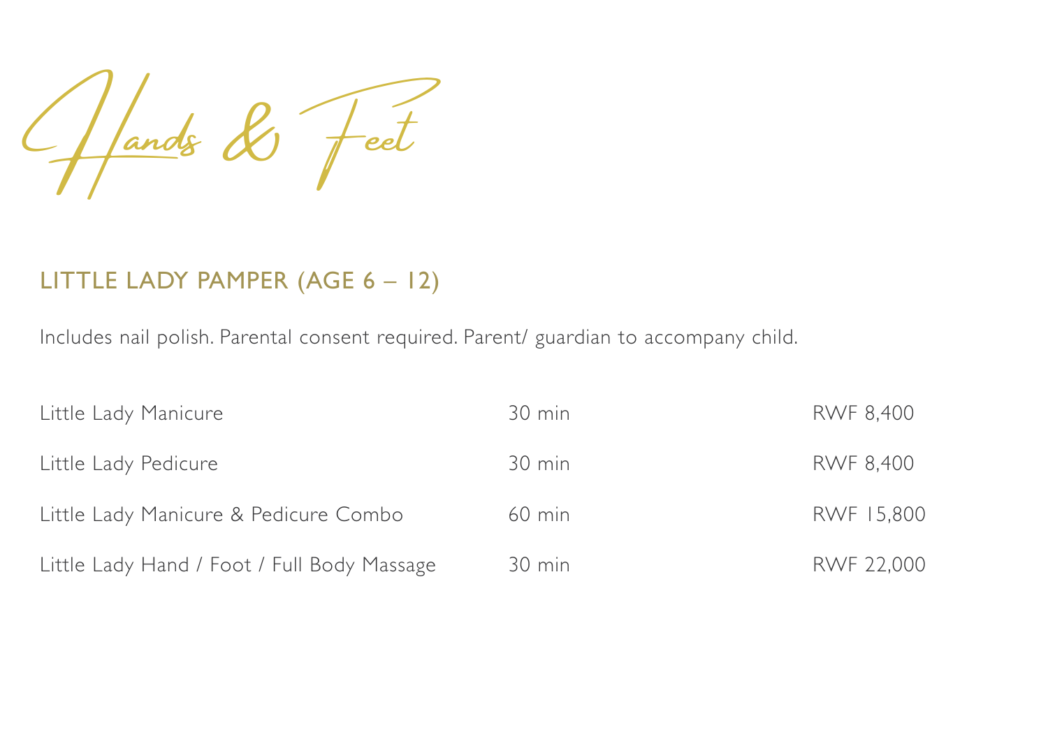# Hands & Feet

## LITTLE LADY PAMPER (AGE 6 – 12)

Includes nail polish. Parental consent required. Parent/ guardian to accompany child.

| | | |
|---|---|---|
| Little Lady Manicure | 30 min | RWF 8,400 |
| Little Lady Pedicure | 30 min | RWF 8,400 |
| Little Lady Manicure & Pedicure Combo | 60 min | RWF 15,800 |
| Little Lady Hand / Foot / Full Body Massage | 30 min | RWF 22,000 |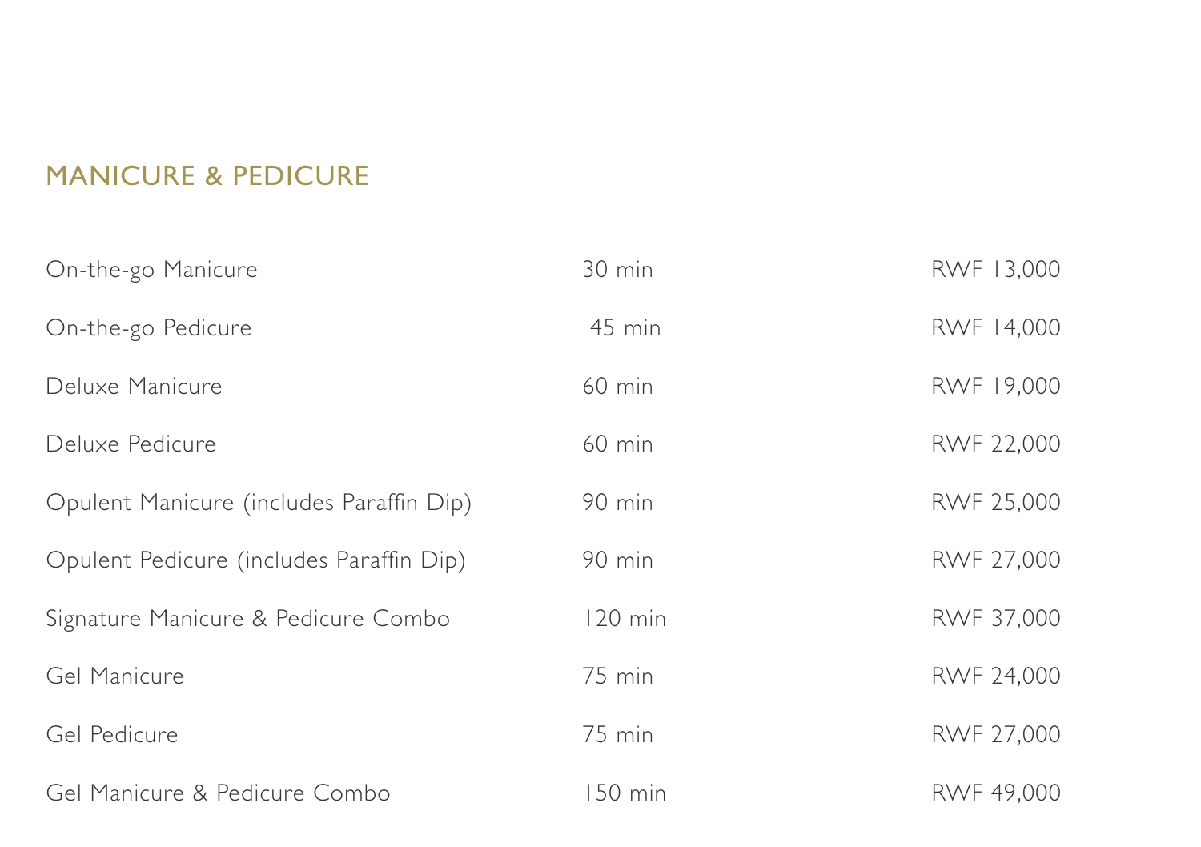## MANICURE & PEDICURE

| Service | Duration | Price |
| --- | --- | --- |
| On-the-go Manicure | 30 min | RWF 13,000 |
| On-the-go Pedicure | 45 min | RWF 14,000 |
| Deluxe Manicure | 60 min | RWF 19,000 |
| Deluxe Pedicure | 60 min | RWF 22,000 |
| Opulent Manicure (includes Paraffin Dip) | 90 min | RWF 25,000 |
| Opulent Pedicure (includes Paraffin Dip) | 90 min | RWF 27,000 |
| Signature Manicure & Pedicure Combo | 120 min | RWF 37,000 |
| Gel Manicure | 75 min | RWF 24,000 |
| Gel Pedicure | 75 min | RWF 27,000 |
| Gel Manicure & Pedicure Combo | 150 min | RWF 49,000 |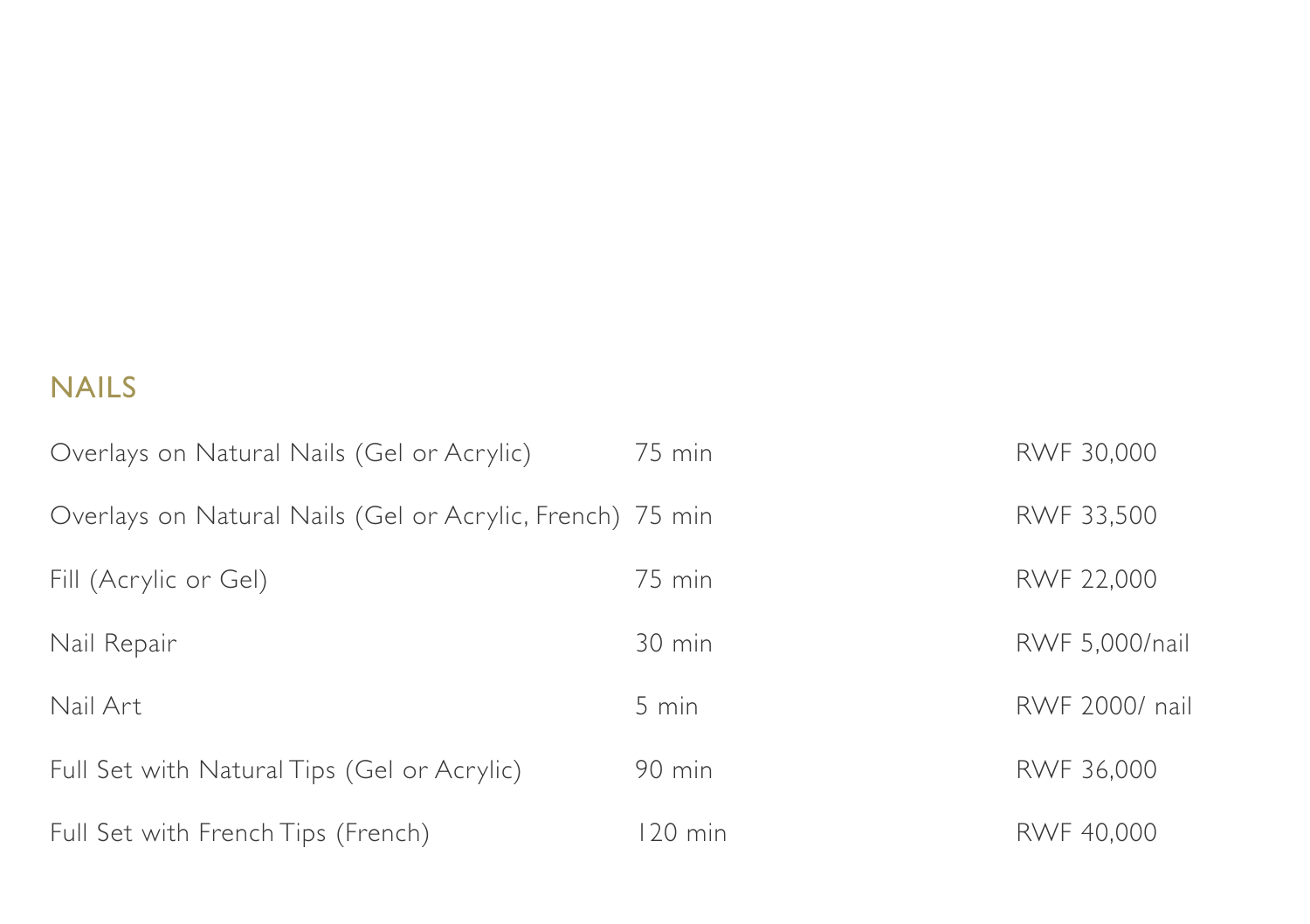## NAILS

| | | |
|---|---|---|
| Overlays on Natural Nails (Gel or Acrylic) | 75 min | RWF 30,000 |
| Overlays on Natural Nails (Gel or Acrylic, French) | 75 min | RWF 33,500 |
| Fill (Acrylic or Gel) | 75 min | RWF 22,000 |
| Nail Repair | 30 min | RWF 5,000/nail |
| Nail Art | 5 min | RWF 2000/ nail |
| Full Set with Natural Tips (Gel or Acrylic) | 90 min | RWF 36,000 |
| Full Set with French Tips (French) | 120 min | RWF 40,000 |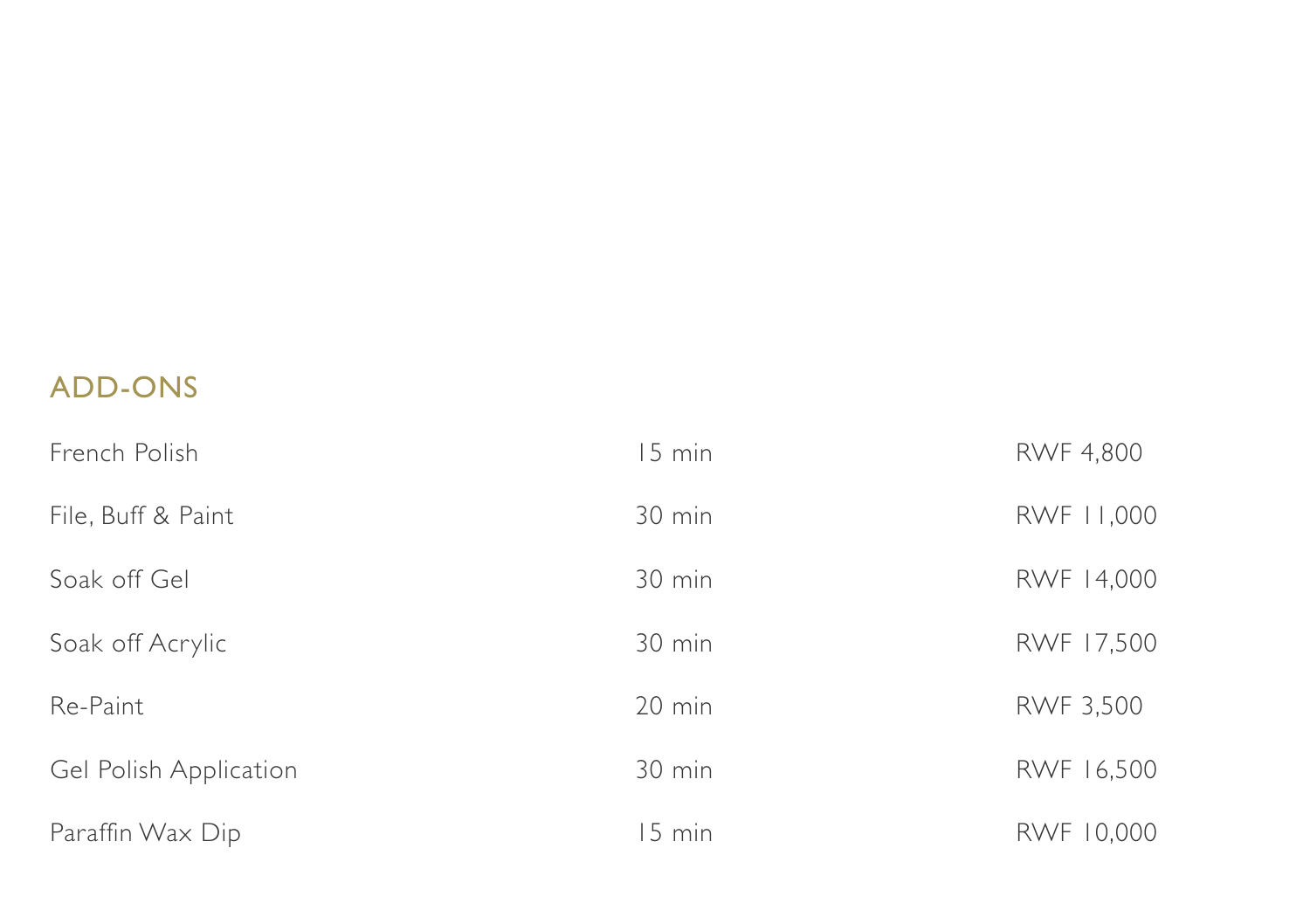## ADD-ONS

| | | |
|---|---|---|
| French Polish | 15 min | RWF 4,800 |
| File, Buff & Paint | 30 min | RWF 11,000 |
| Soak off Gel | 30 min | RWF 14,000 |
| Soak off Acrylic | 30 min | RWF 17,500 |
| Re-Paint | 20 min | RWF 3,500 |
| Gel Polish Application | 30 min | RWF 16,500 |
| Paraffin Wax Dip | 15 min | RWF 10,000 |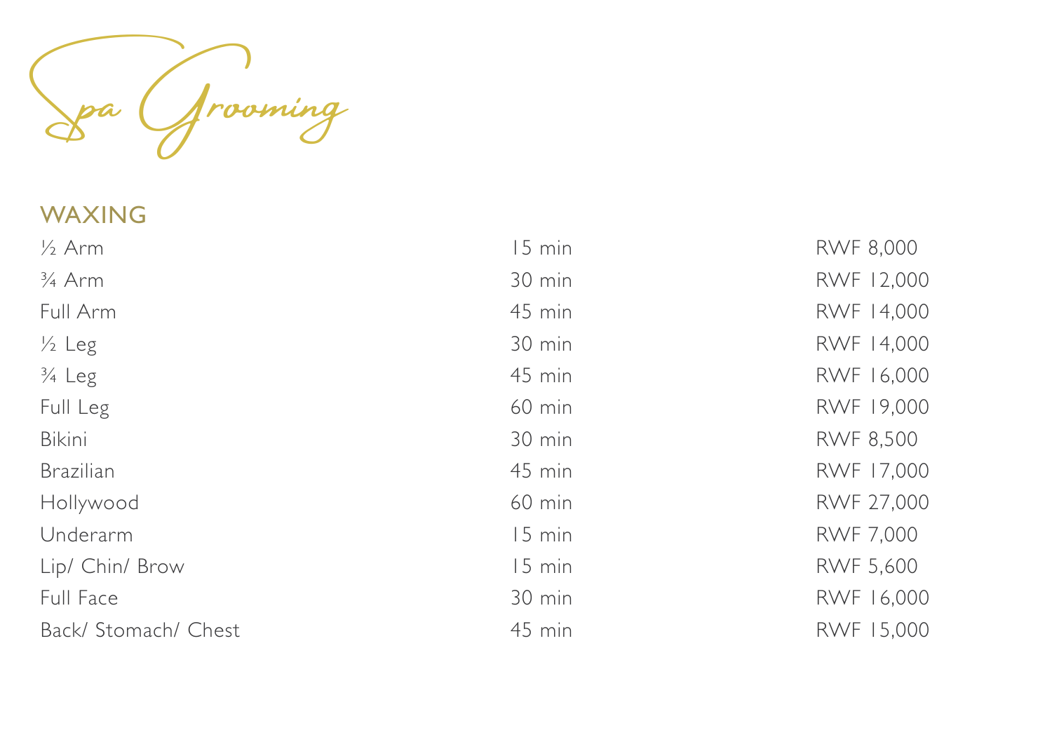# Spa Grooming

## WAXING

| | | |
|---|---|---|
| ½ Arm | 15 min | RWF 8,000 |
| ¾ Arm | 30 min | RWF 12,000 |
| Full Arm | 45 min | RWF 14,000 |
| ½ Leg | 30 min | RWF 14,000 |
| ¾ Leg | 45 min | RWF 16,000 |
| Full Leg | 60 min | RWF 19,000 |
| Bikini | 30 min | RWF 8,500 |
| Brazilian | 45 min | RWF 17,000 |
| Hollywood | 60 min | RWF 27,000 |
| Underarm | 15 min | RWF 7,000 |
| Lip/ Chin/ Brow | 15 min | RWF 5,600 |
| Full Face | 30 min | RWF 16,000 |
| Back/ Stomach/ Chest | 45 min | RWF 15,000 |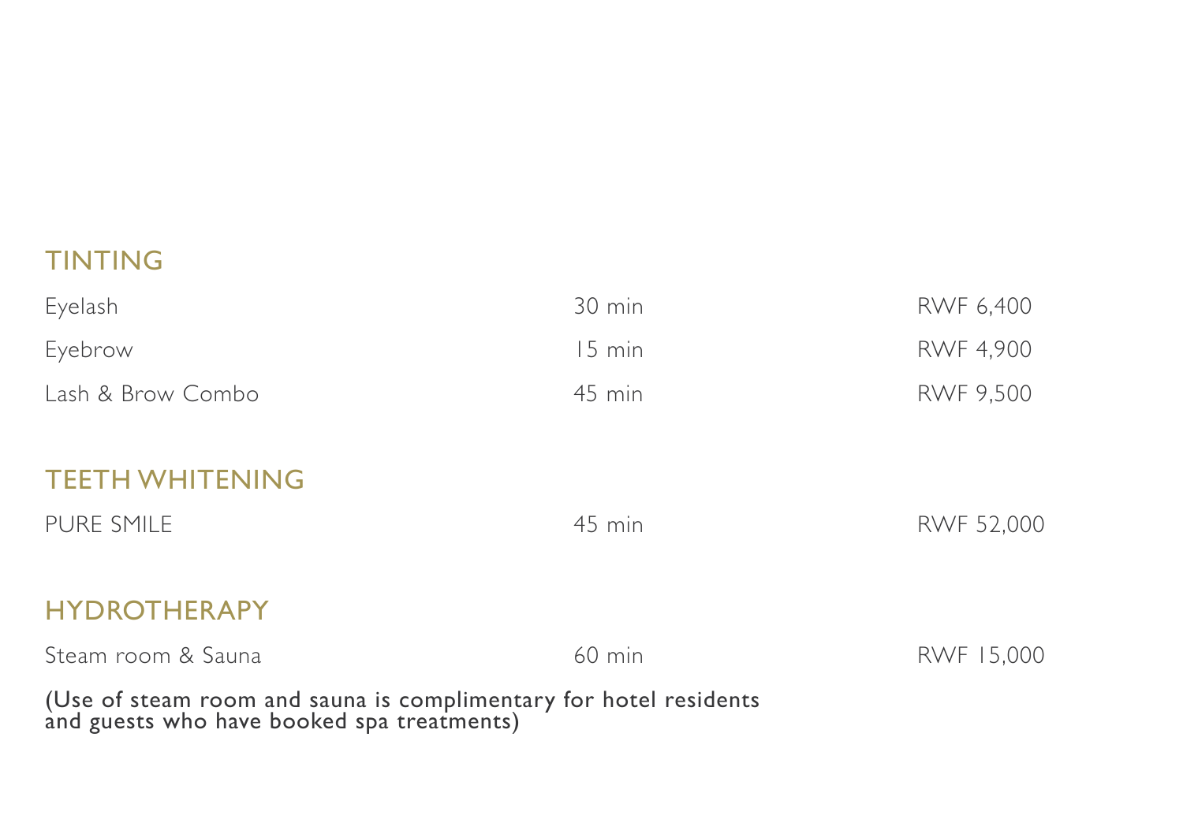## TINTING

| | | |
|---|---|---|
| Eyelash | 30 min | RWF 6,400 |
| Eyebrow | 15 min | RWF 4,900 |
| Lash & Brow Combo | 45 min | RWF 9,500 |

## TEETH WHITENING

| | | |
|---|---|---|
| PURE SMILE | 45 min | RWF 52,000 |

## HYDROTHERAPY

| | | |
|---|---|---|
| Steam room & Sauna | 60 min | RWF 15,000 |

(Use of steam room and sauna is complimentary for hotel residents and guests who have booked spa treatments)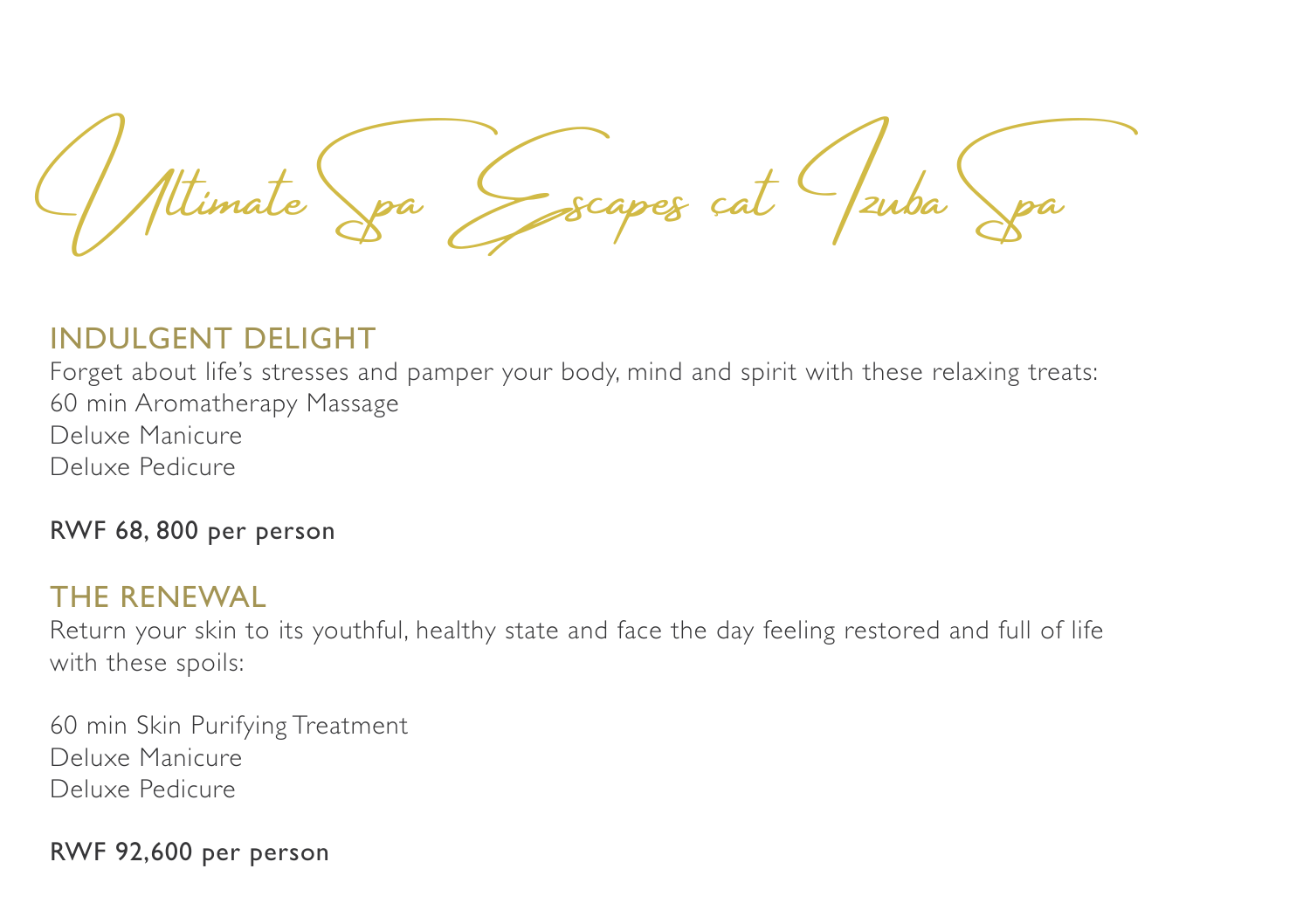# Ultimate Spa Escapes at Izuba Spa

## INDULGENT DELIGHT

Forget about life's stresses and pamper your body, mind and spirit with these relaxing treats:
60 min Aromatherapy Massage
Deluxe Manicure
Deluxe Pedicure

**RWF 68, 800 per person**

## THE RENEWAL

Return your skin to its youthful, healthy state and face the day feeling restored and full of life with these spoils:

60 min Skin Purifying Treatment
Deluxe Manicure
Deluxe Pedicure

**RWF 92,600 per person**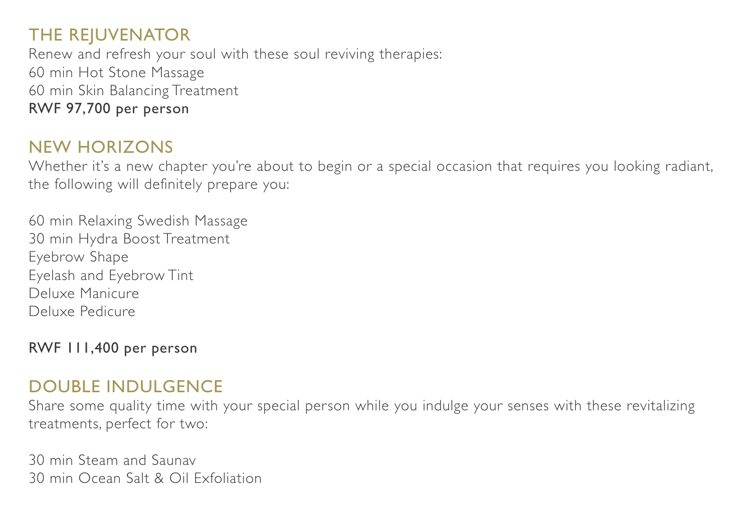## THE REJUVENATOR

Renew and refresh your soul with these soul reviving therapies:
60 min Hot Stone Massage
60 min Skin Balancing Treatment
**RWF 97,700 per person**

## NEW HORIZONS

Whether it's a new chapter you're about to begin or a special occasion that requires you looking radiant, the following will definitely prepare you:

60 min Relaxing Swedish Massage
30 min Hydra Boost Treatment
Eyebrow Shape
Eyelash and Eyebrow Tint
Deluxe Manicure
Deluxe Pedicure

**RWF 111,400 per person**

## DOUBLE INDULGENCE

Share some quality time with your special person while you indulge your senses with these revitalizing treatments, perfect for two:

30 min Steam and Saunav
30 min Ocean Salt & Oil Exfoliation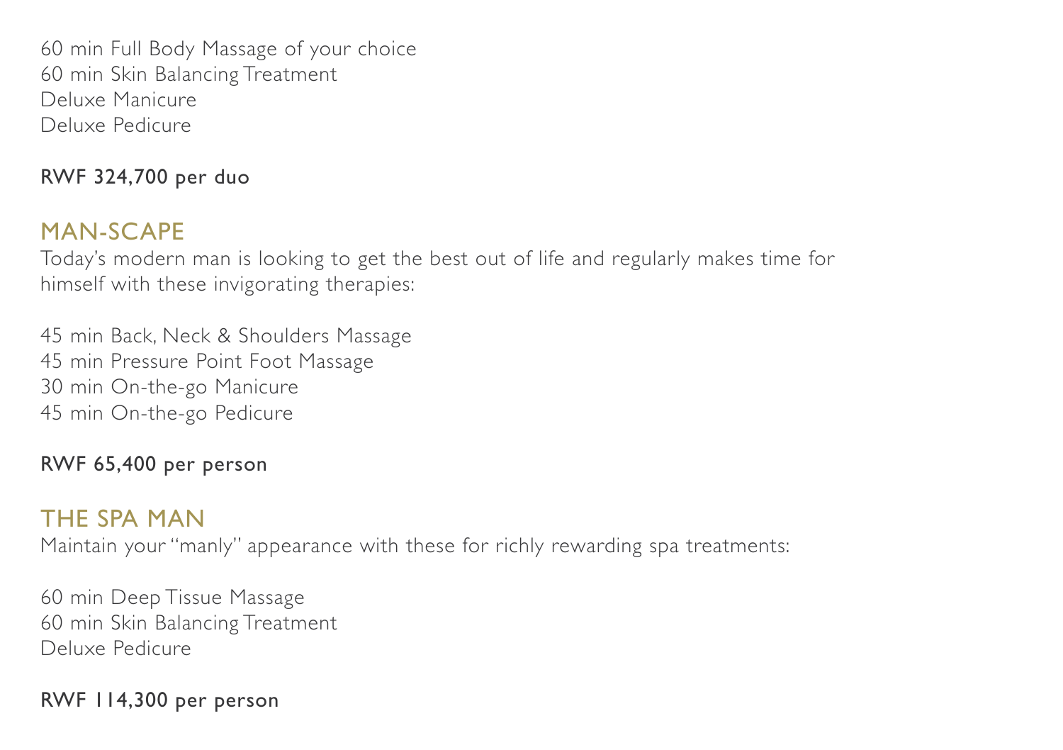60 min Full Body Massage of your choice
60 min Skin Balancing Treatment
Deluxe Manicure
Deluxe Pedicure

**RWF 324,700 per duo**

## MAN-SCAPE

Today's modern man is looking to get the best out of life and regularly makes time for himself with these invigorating therapies:

45 min Back, Neck & Shoulders Massage
45 min Pressure Point Foot Massage
30 min On-the-go Manicure
45 min On-the-go Pedicure

**RWF 65,400 per person**

## THE SPA MAN

Maintain your "manly" appearance with these for richly rewarding spa treatments:

60 min Deep Tissue Massage
60 min Skin Balancing Treatment
Deluxe Pedicure

**RWF 114,300 per person**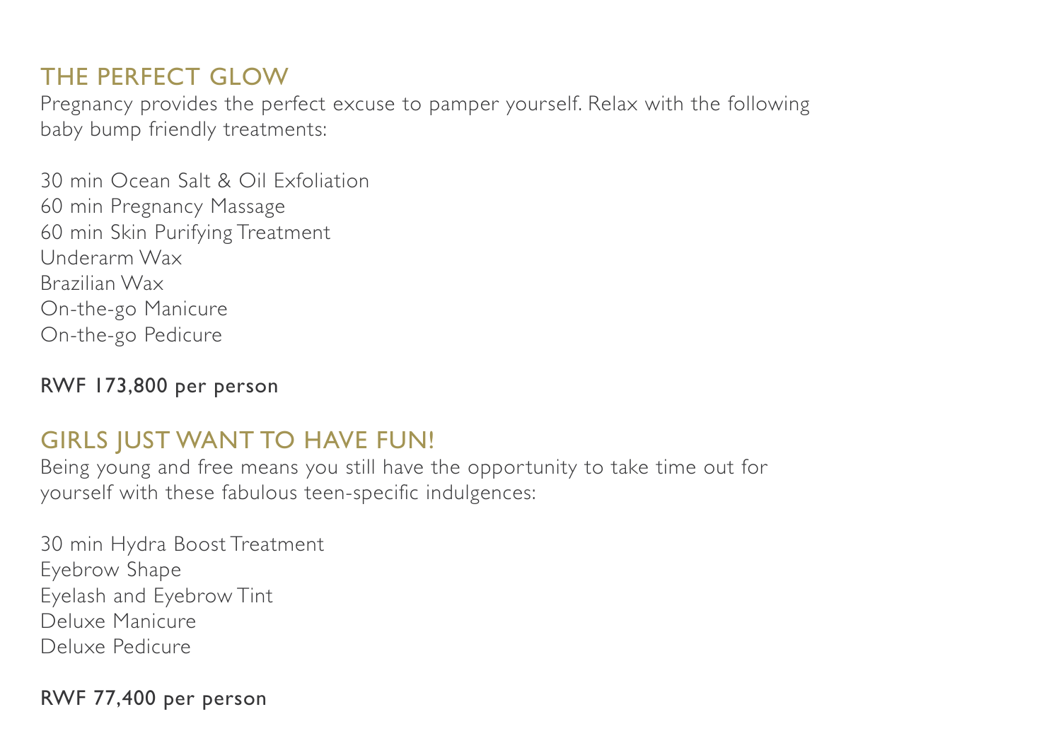## THE PERFECT GLOW

Pregnancy provides the perfect excuse to pamper yourself. Relax with the following baby bump friendly treatments:

30 min Ocean Salt & Oil Exfoliation
60 min Pregnancy Massage
60 min Skin Purifying Treatment
Underarm Wax
Brazilian Wax
On-the-go Manicure
On-the-go Pedicure

**RWF 173,800 per person**

## GIRLS JUST WANT TO HAVE FUN!

Being young and free means you still have the opportunity to take time out for yourself with these fabulous teen-specific indulgences:

30 min Hydra Boost Treatment
Eyebrow Shape
Eyelash and Eyebrow Tint
Deluxe Manicure
Deluxe Pedicure

**RWF 77,400 per person**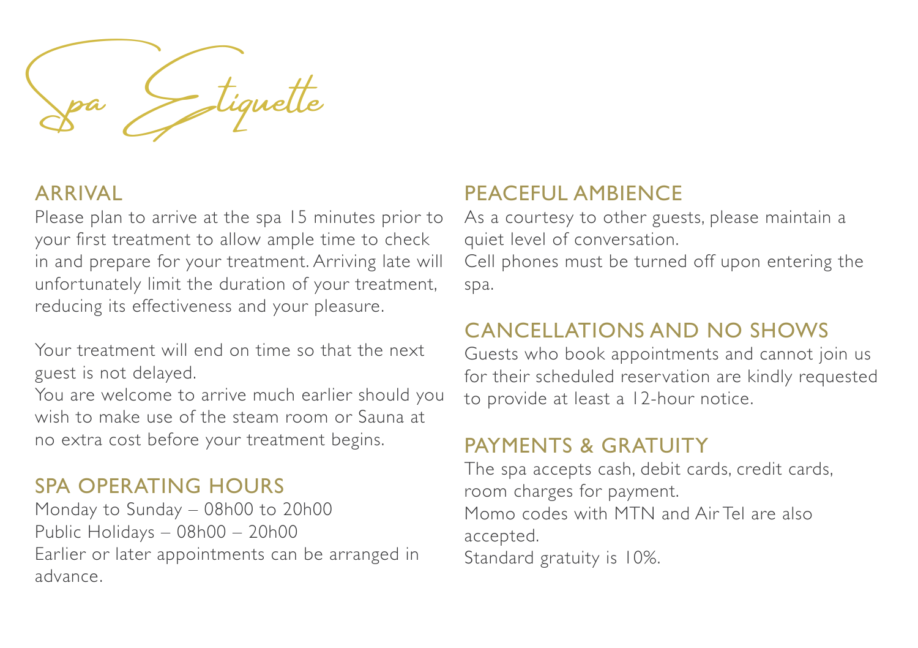# Spa Etiquette

## ARRIVAL

Please plan to arrive at the spa 15 minutes prior to your first treatment to allow ample time to check in and prepare for your treatment. Arriving late will unfortunately limit the duration of your treatment, reducing its effectiveness and your pleasure.

Your treatment will end on time so that the next guest is not delayed.
You are welcome to arrive much earlier should you wish to make use of the steam room or Sauna at no extra cost before your treatment begins.

## SPA OPERATING HOURS

Monday to Sunday – 08h00 to 20h00
Public Holidays – 08h00 – 20h00
Earlier or later appointments can be arranged in advance.

## PEACEFUL AMBIENCE

As a courtesy to other guests, please maintain a quiet level of conversation.
Cell phones must be turned off upon entering the spa.

## CANCELLATIONS AND NO SHOWS

Guests who book appointments and cannot join us for their scheduled reservation are kindly requested to provide at least a 12-hour notice.

## PAYMENTS & GRATUITY

The spa accepts cash, debit cards, credit cards, room charges for payment.
Momo codes with MTN and Air Tel are also accepted.
Standard gratuity is 10%.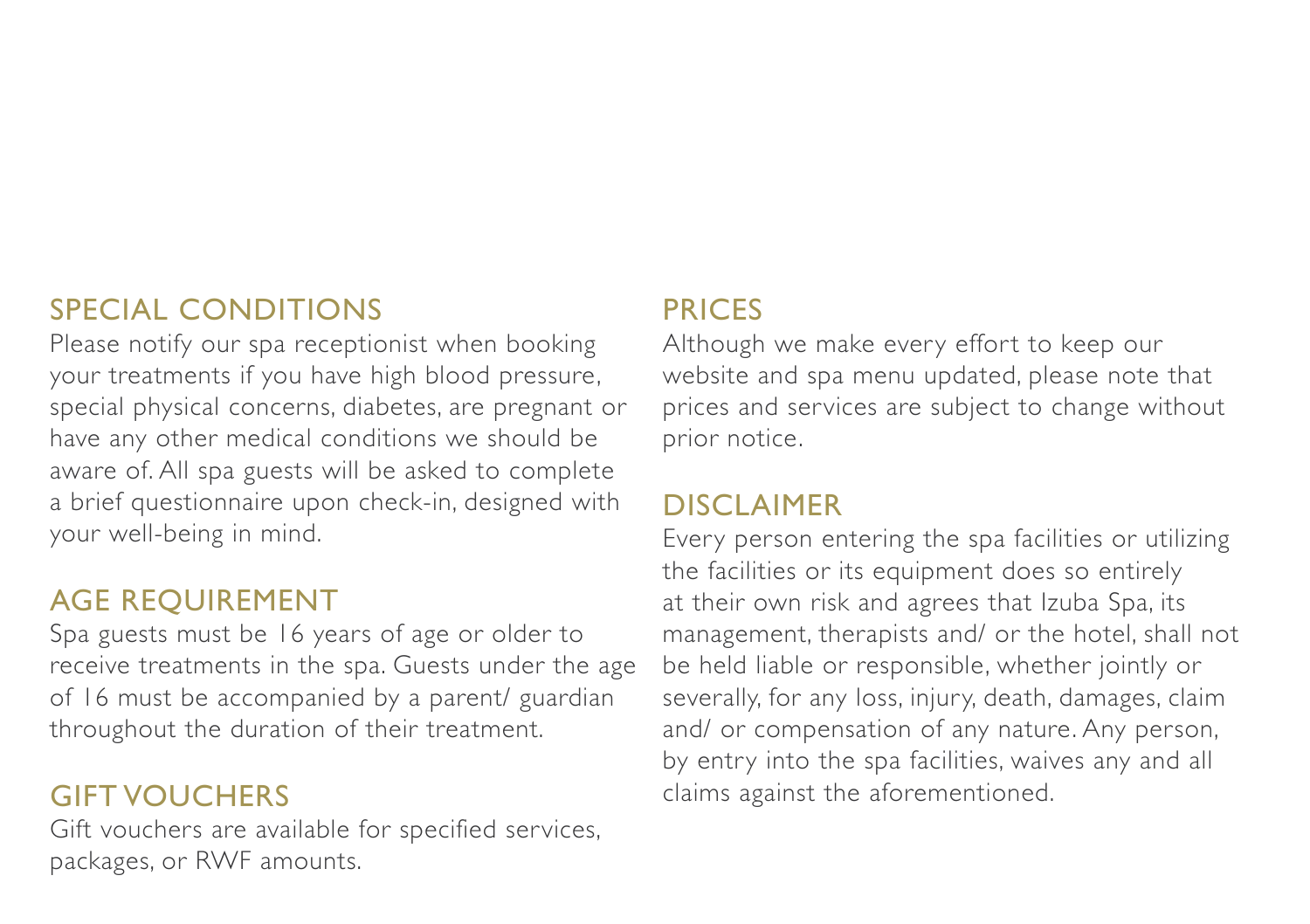## SPECIAL CONDITIONS

Please notify our spa receptionist when booking your treatments if you have high blood pressure, special physical concerns, diabetes, are pregnant or have any other medical conditions we should be aware of. All spa guests will be asked to complete a brief questionnaire upon check-in, designed with your well-being in mind.

## AGE REQUIREMENT

Spa guests must be 16 years of age or older to receive treatments in the spa. Guests under the age of 16 must be accompanied by a parent/ guardian throughout the duration of their treatment.

## GIFT VOUCHERS

Gift vouchers are available for specified services, packages, or RWF amounts.

## PRICES

Although we make every effort to keep our website and spa menu updated, please note that prices and services are subject to change without prior notice.

## DISCLAIMER

Every person entering the spa facilities or utilizing the facilities or its equipment does so entirely at their own risk and agrees that Izuba Spa, its management, therapists and/ or the hotel, shall not be held liable or responsible, whether jointly or severally, for any loss, injury, death, damages, claim and/ or compensation of any nature. Any person, by entry into the spa facilities, waives any and all claims against the aforementioned.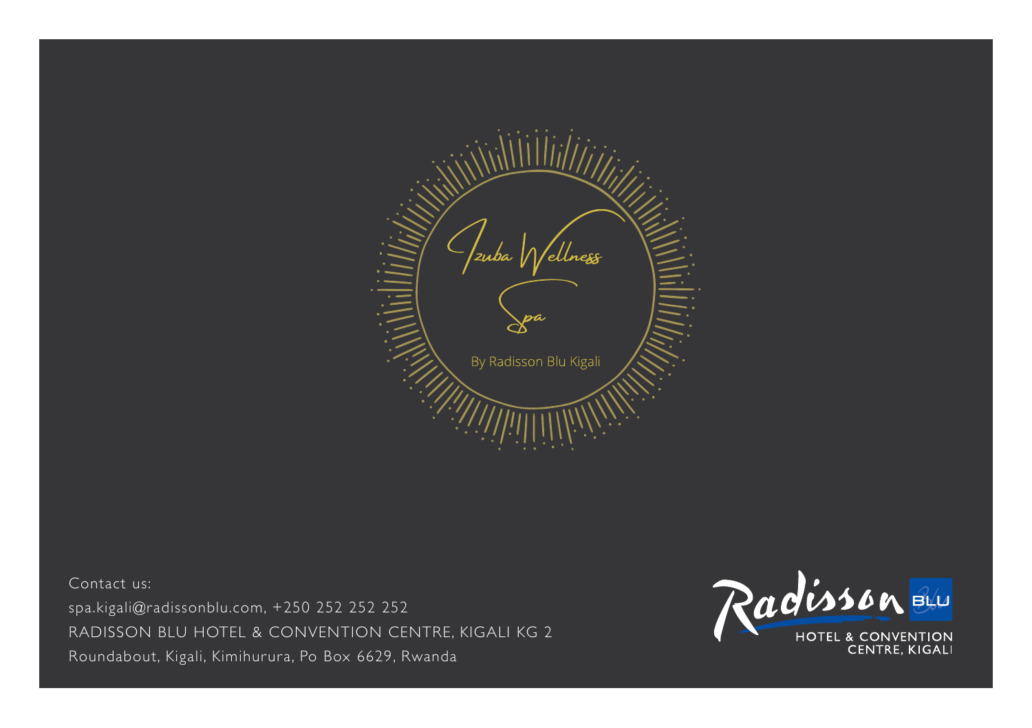Izuba Wellness

Spa

By Radisson Blu Kigali

Contact us:

spa.kigali@radissonblu.com, +250 252 252 252

RADISSON BLU HOTEL & CONVENTION CENTRE, KIGALI KG 2 Roundabout, Kigali, Kimihurura, Po Box 6629, Rwanda

Radisson BLU

HOTEL & CONVENTION CENTRE, KIGALI